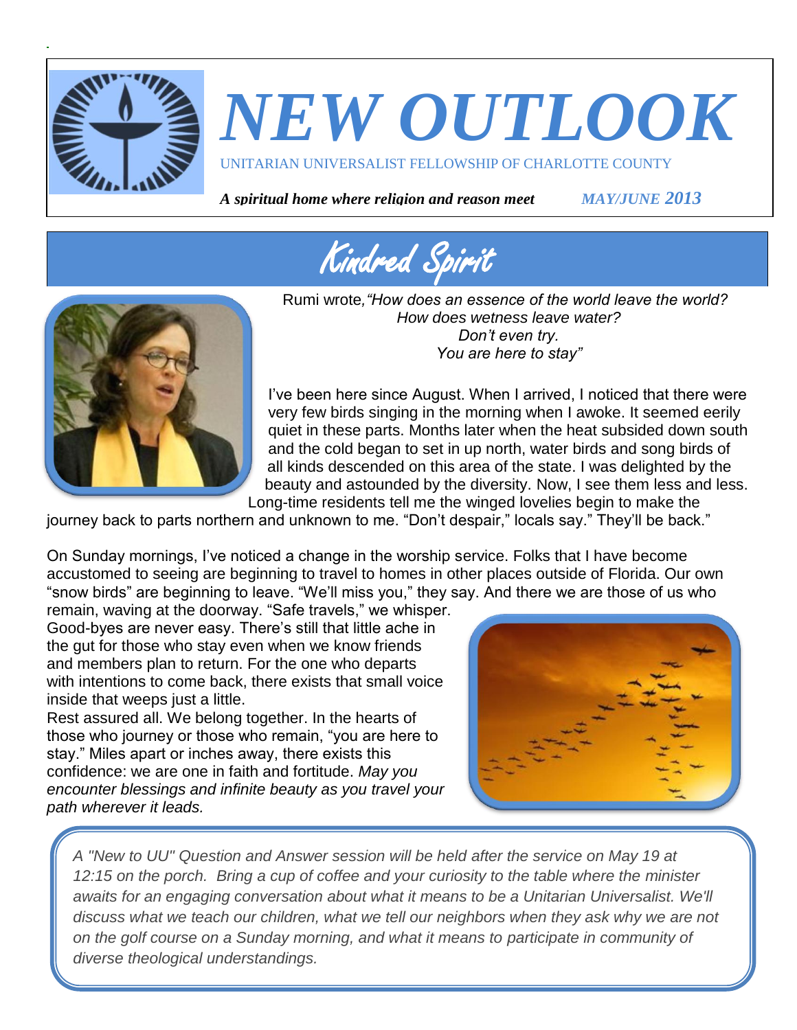# NEW OUTLOOK

UNITARIAN UNIVERSALIST FELLOWSHIP OF CHARLOTTE COUNTY

***A spiritual home where religion and reason meet*** *MAY/JUNE* ***2013***

## Kindred Spirit

Rumi wrote*, "How does an essence of the world leave the world?*
*How does wetness leave water?*
*Don't even try.*
*You are here to stay"*

I've been here since August. When I arrived, I noticed that there were very few birds singing in the morning when I awoke. It seemed eerily quiet in these parts. Months later when the heat subsided down south and the cold began to set in up north, water birds and song birds of all kinds descended on this area of the state. I was delighted by the beauty and astounded by the diversity. Now, I see them less and less. Long-time residents tell me the winged lovelies begin to make the journey back to parts northern and unknown to me. "Don't despair," locals say." They'll be back."

On Sunday mornings, I've noticed a change in the worship service. Folks that I have become accustomed to seeing are beginning to travel to homes in other places outside of Florida. Our own "snow birds" are beginning to leave. "We'll miss you," they say. And there we are those of us who remain, waving at the doorway. "Safe travels," we whisper. Good-byes are never easy. There's still that little ache in the gut for those who stay even when we know friends and members plan to return. For the one who departs with intentions to come back, there exists that small voice inside that weeps just a little.

Rest assured all. We belong together. In the hearts of those who journey or those who remain, "you are here to stay." Miles apart or inches away, there exists this confidence: we are one in faith and fortitude. *May you encounter blessings and infinite beauty as you travel your path wherever it leads.*

*A "New to UU" Question and Answer session will be held after the service on May 19 at 12:15 on the porch. Bring a cup of coffee and your curiosity to the table where the minister awaits for an engaging conversation about what it means to be a Unitarian Universalist. We'll discuss what we teach our children, what we tell our neighbors when they ask why we are not on the golf course on a Sunday morning, and what it means to participate in community of diverse theological understandings.*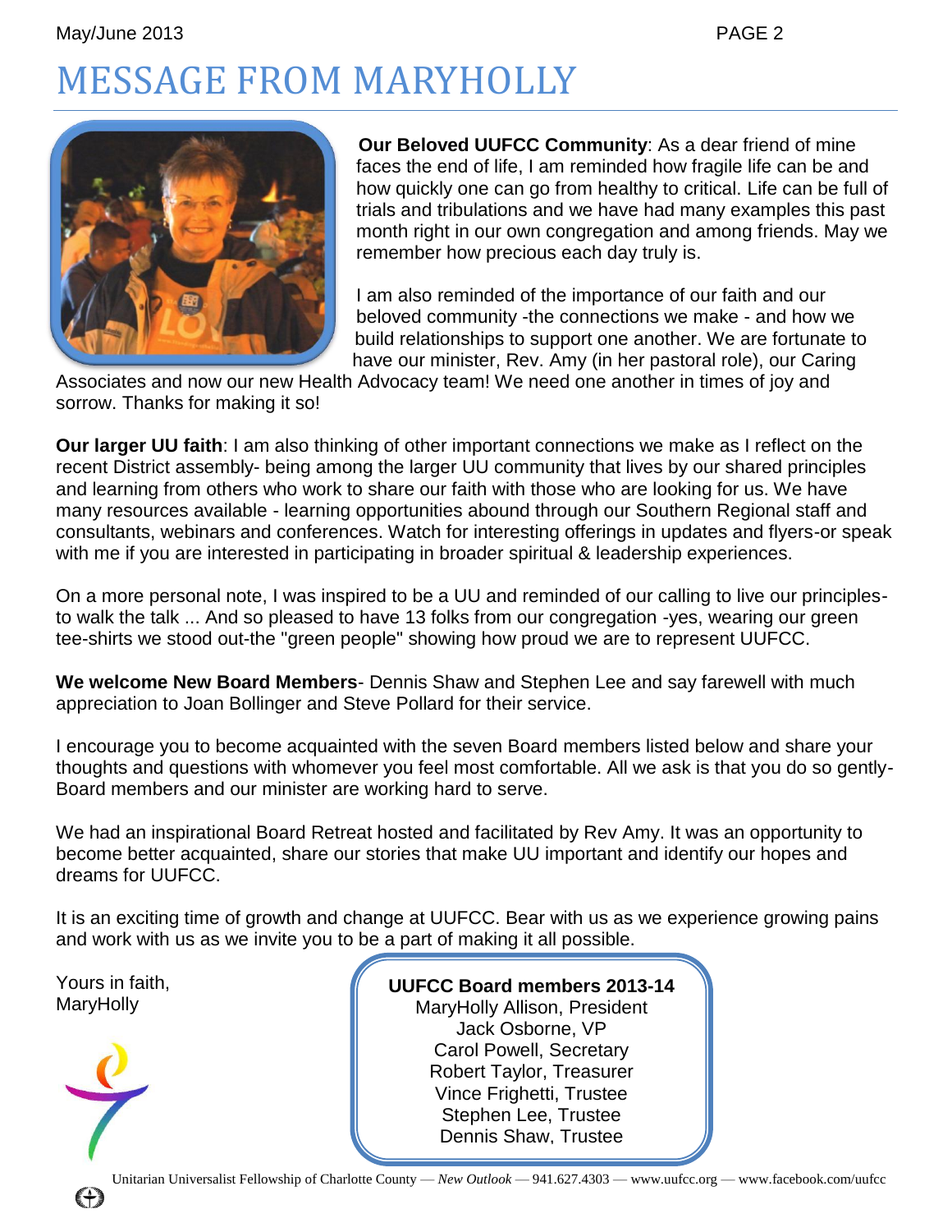# MESSAGE FROM MARYHOLLY

**Our Beloved UUFCC Community**: As a dear friend of mine faces the end of life, I am reminded how fragile life can be and how quickly one can go from healthy to critical. Life can be full of trials and tribulations and we have had many examples this past month right in our own congregation and among friends. May we remember how precious each day truly is.

I am also reminded of the importance of our faith and our beloved community -the connections we make - and how we build relationships to support one another. We are fortunate to have our minister, Rev. Amy (in her pastoral role), our Caring Associates and now our new Health Advocacy team! We need one another in times of joy and sorrow. Thanks for making it so!

**Our larger UU faith**: I am also thinking of other important connections we make as I reflect on the recent District assembly- being among the larger UU community that lives by our shared principles and learning from others who work to share our faith with those who are looking for us. We have many resources available - learning opportunities abound through our Southern Regional staff and consultants, webinars and conferences. Watch for interesting offerings in updates and flyers-or speak with me if you are interested in participating in broader spiritual & leadership experiences.

On a more personal note, I was inspired to be a UU and reminded of our calling to live our principles- to walk the talk ... And so pleased to have 13 folks from our congregation -yes, wearing our green tee-shirts we stood out-the "green people" showing how proud we are to represent UUFCC.

**We welcome New Board Members**- Dennis Shaw and Stephen Lee and say farewell with much appreciation to Joan Bollinger and Steve Pollard for their service.

I encourage you to become acquainted with the seven Board members listed below and share your thoughts and questions with whomever you feel most comfortable. All we ask is that you do so gently- Board members and our minister are working hard to serve.

We had an inspirational Board Retreat hosted and facilitated by Rev Amy. It was an opportunity to become better acquainted, share our stories that make UU important and identify our hopes and dreams for UUFCC.

It is an exciting time of growth and change at UUFCC. Bear with us as we experience growing pains and work with us as we invite you to be a part of making it all possible.

Yours in faith,
MaryHolly

**UUFCC Board members 2013-14**

MaryHolly Allison, President
Jack Osborne, VP
Carol Powell, Secretary
Robert Taylor, Treasurer
Vince Frighetti, Trustee
Stephen Lee, Trustee
Dennis Shaw, Trustee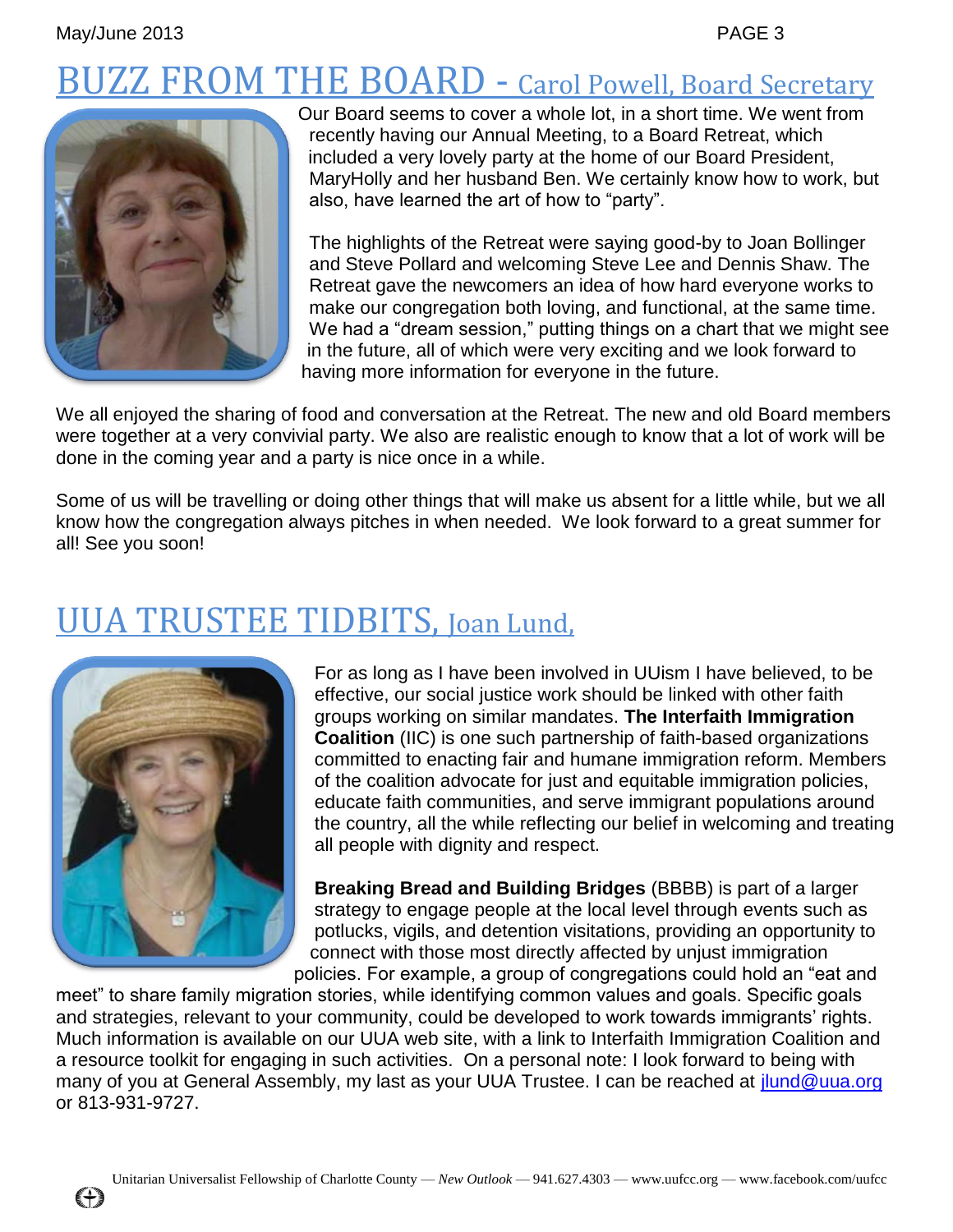## BUZZ FROM THE BOARD - Carol Powell, Board Secretary

Our Board seems to cover a whole lot, in a short time. We went from recently having our Annual Meeting, to a Board Retreat, which included a very lovely party at the home of our Board President, MaryHolly and her husband Ben. We certainly know how to work, but also, have learned the art of how to "party".

The highlights of the Retreat were saying good-by to Joan Bollinger and Steve Pollard and welcoming Steve Lee and Dennis Shaw. The Retreat gave the newcomers an idea of how hard everyone works to make our congregation both loving, and functional, at the same time. We had a "dream session," putting things on a chart that we might see in the future, all of which were very exciting and we look forward to having more information for everyone in the future.

We all enjoyed the sharing of food and conversation at the Retreat. The new and old Board members were together at a very convivial party. We also are realistic enough to know that a lot of work will be done in the coming year and a party is nice once in a while.

Some of us will be travelling or doing other things that will make us absent for a little while, but we all know how the congregation always pitches in when needed. We look forward to a great summer for all! See you soon!

## UUA TRUSTEE TIDBITS, Joan Lund,

For as long as I have been involved in UUism I have believed, to be effective, our social justice work should be linked with other faith groups working on similar mandates. **The Interfaith Immigration Coalition** (IIC) is one such partnership of faith-based organizations committed to enacting fair and humane immigration reform. Members of the coalition advocate for just and equitable immigration policies, educate faith communities, and serve immigrant populations around the country, all the while reflecting our belief in welcoming and treating all people with dignity and respect.

**Breaking Bread and Building Bridges** (BBBB) is part of a larger strategy to engage people at the local level through events such as potlucks, vigils, and detention visitations, providing an opportunity to connect with those most directly affected by unjust immigration policies. For example, a group of congregations could hold an "eat and meet" to share family migration stories, while identifying common values and goals. Specific goals and strategies, relevant to your community, could be developed to work towards immigrants' rights. Much information is available on our UUA web site, with a link to Interfaith Immigration Coalition and a resource toolkit for engaging in such activities. On a personal note: I look forward to being with many of you at General Assembly, my last as your UUA Trustee. I can be reached at jlund@uua.org or 813-931-9727.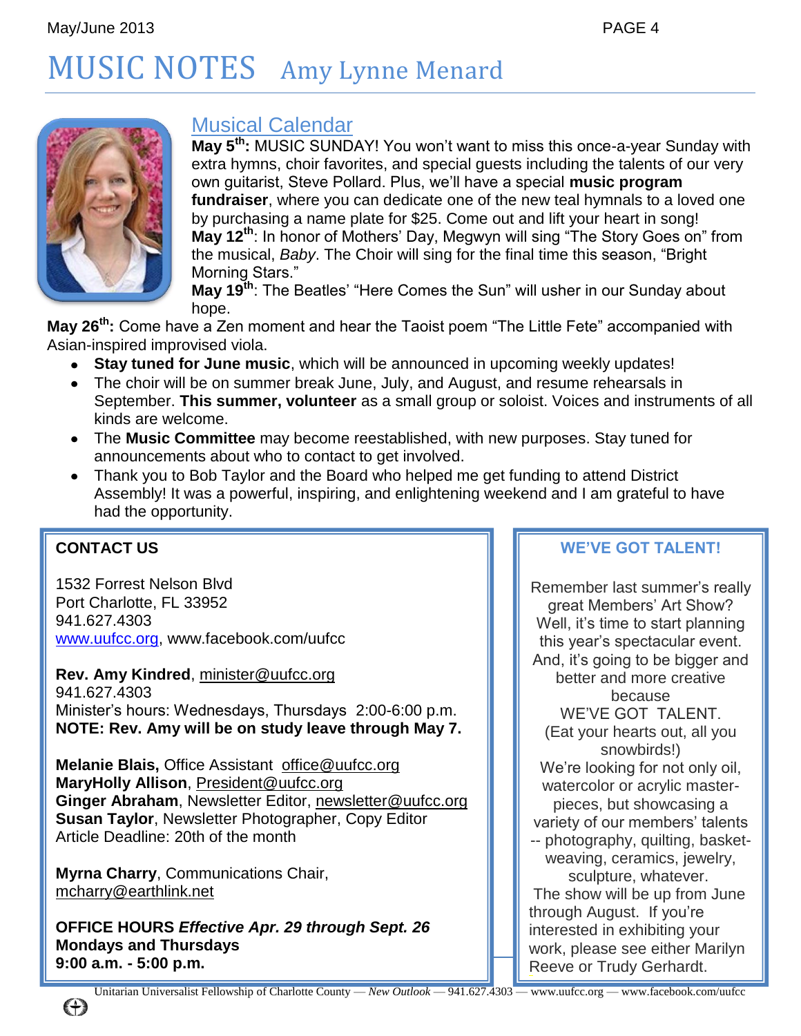# MUSIC NOTES Amy Lynne Menard

## Musical Calendar

**May 5th:** MUSIC SUNDAY! You won't want to miss this once-a-year Sunday with extra hymns, choir favorites, and special guests including the talents of our very own guitarist, Steve Pollard. Plus, we'll have a special **music program fundraiser**, where you can dedicate one of the new teal hymnals to a loved one by purchasing a name plate for $25. Come out and lift your heart in song!

**May 12th**: In honor of Mothers' Day, Megwyn will sing "The Story Goes on" from the musical, *Baby*. The Choir will sing for the final time this season, "Bright Morning Stars."

**May 19th**: The Beatles' "Here Comes the Sun" will usher in our Sunday about hope.

**May 26th:** Come have a Zen moment and hear the Taoist poem "The Little Fete" accompanied with Asian-inspired improvised viola.

- **Stay tuned for June music**, which will be announced in upcoming weekly updates!
- The choir will be on summer break June, July, and August, and resume rehearsals in September. **This summer, volunteer** as a small group or soloist. Voices and instruments of all kinds are welcome.
- The **Music Committee** may become reestablished, with new purposes. Stay tuned for announcements about who to contact to get involved.
- Thank you to Bob Taylor and the Board who helped me get funding to attend District Assembly! It was a powerful, inspiring, and enlightening weekend and I am grateful to have had the opportunity.

**CONTACT US**

1532 Forrest Nelson Blvd
Port Charlotte, FL 33952
941.627.4303
www.uufcc.org, www.facebook.com/uufcc

**Rev. Amy Kindred**, minister@uufcc.org
941.627.4303
Minister's hours: Wednesdays, Thursdays 2:00-6:00 p.m.
**NOTE: Rev. Amy will be on study leave through May 7.**

**Melanie Blais,** Office Assistant office@uufcc.org
**MaryHolly Allison**, President@uufcc.org
**Ginger Abraham**, Newsletter Editor, newsletter@uufcc.org
**Susan Taylor**, Newsletter Photographer, Copy Editor
Article Deadline: 20th of the month

**Myrna Charry**, Communications Chair, mcharry@earthlink.net

**OFFICE HOURS *Effective Apr. 29 through Sept. 26***
**Mondays and Thursdays**
**9:00 a.m. - 5:00 p.m.**

**WE'VE GOT TALENT!**

Remember last summer's really great Members' Art Show? Well, it's time to start planning this year's spectacular event. And, it's going to be bigger and better and more creative because WE'VE GOT TALENT. (Eat your hearts out, all you snowbirds!) We're looking for not only oil, watercolor or acrylic master-pieces, but showcasing a variety of our members' talents -- photography, quilting, basket-weaving, ceramics, jewelry, sculpture, whatever. The show will be up from June through August. If you're interested in exhibiting your work, please see either Marilyn Reeve or Trudy Gerhardt.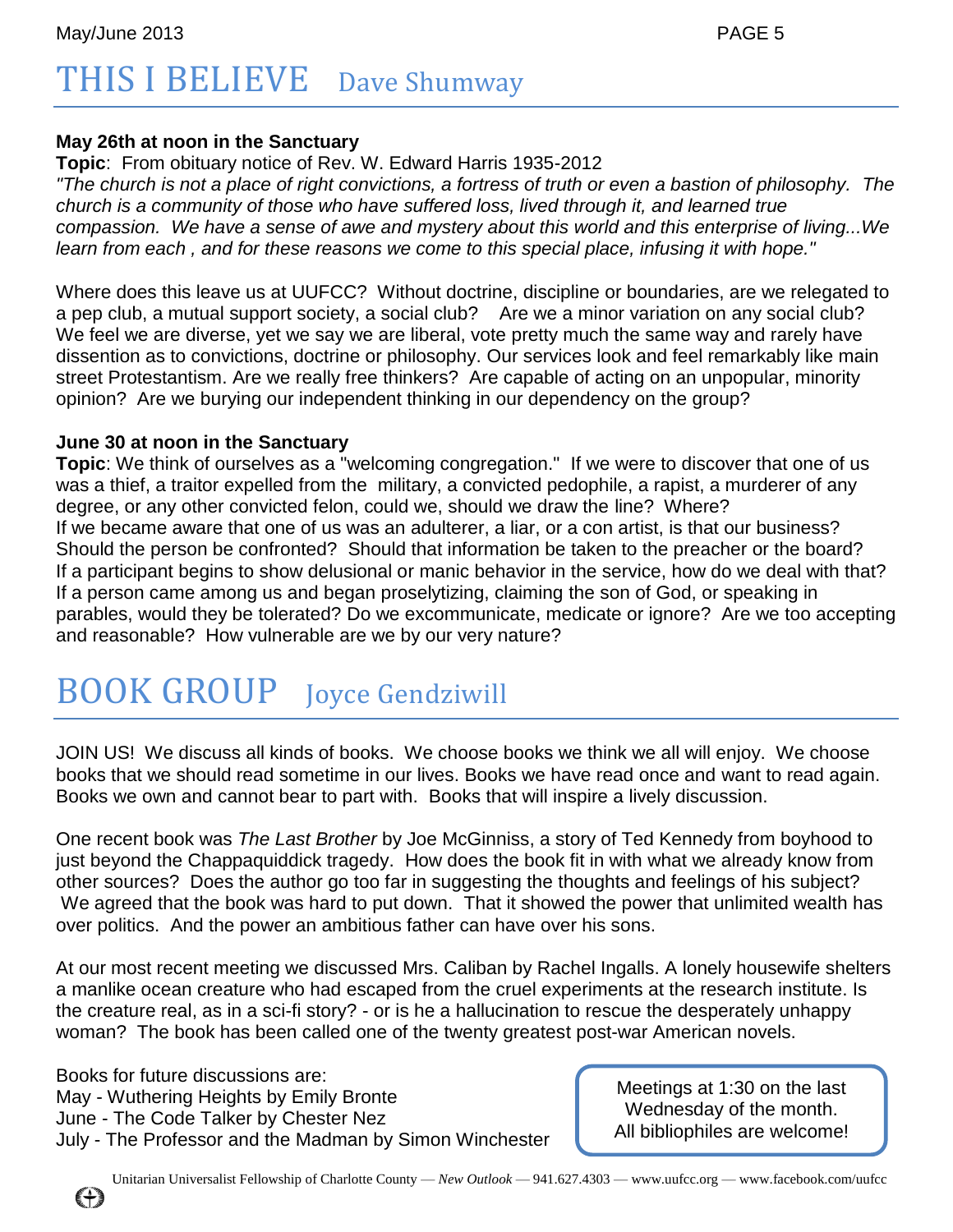# THIS I BELIEVE Dave Shumway

**May 26th at noon in the Sanctuary**

**Topic**: From obituary notice of Rev. W. Edward Harris 1935-2012

*"The church is not a place of right convictions, a fortress of truth or even a bastion of philosophy. The church is a community of those who have suffered loss, lived through it, and learned true compassion. We have a sense of awe and mystery about this world and this enterprise of living...We learn from each , and for these reasons we come to this special place, infusing it with hope."*

Where does this leave us at UUFCC? Without doctrine, discipline or boundaries, are we relegated to a pep club, a mutual support society, a social club? Are we a minor variation on any social club? We feel we are diverse, yet we say we are liberal, vote pretty much the same way and rarely have dissention as to convictions, doctrine or philosophy. Our services look and feel remarkably like main street Protestantism. Are we really free thinkers? Are capable of acting on an unpopular, minority opinion? Are we burying our independent thinking in our dependency on the group?

**June 30 at noon in the Sanctuary**

**Topic**: We think of ourselves as a "welcoming congregation." If we were to discover that one of us was a thief, a traitor expelled from the military, a convicted pedophile, a rapist, a murderer of any degree, or any other convicted felon, could we, should we draw the line? Where?
If we became aware that one of us was an adulterer, a liar, or a con artist, is that our business? Should the person be confronted? Should that information be taken to the preacher or the board?
If a participant begins to show delusional or manic behavior in the service, how do we deal with that?
If a person came among us and began proselytizing, claiming the son of God, or speaking in parables, would they be tolerated? Do we excommunicate, medicate or ignore? Are we too accepting and reasonable? How vulnerable are we by our very nature?

# BOOK GROUP Joyce Gendziwill

JOIN US! We discuss all kinds of books. We choose books we think we all will enjoy. We choose books that we should read sometime in our lives. Books we have read once and want to read again. Books we own and cannot bear to part with. Books that will inspire a lively discussion.

One recent book was *The Last Brother* by Joe McGinniss, a story of Ted Kennedy from boyhood to just beyond the Chappaquiddick tragedy. How does the book fit in with what we already know from other sources? Does the author go too far in suggesting the thoughts and feelings of his subject? We agreed that the book was hard to put down. That it showed the power that unlimited wealth has over politics. And the power an ambitious father can have over his sons.

At our most recent meeting we discussed Mrs. Caliban by Rachel Ingalls. A lonely housewife shelters a manlike ocean creature who had escaped from the cruel experiments at the research institute. Is the creature real, as in a sci-fi story? - or is he a hallucination to rescue the desperately unhappy woman? The book has been called one of the twenty greatest post-war American novels.

Books for future discussions are:
May - Wuthering Heights by Emily Bronte
June - The Code Talker by Chester Nez
July - The Professor and the Madman by Simon Winchester

Meetings at 1:30 on the last Wednesday of the month.
All bibliophiles are welcome!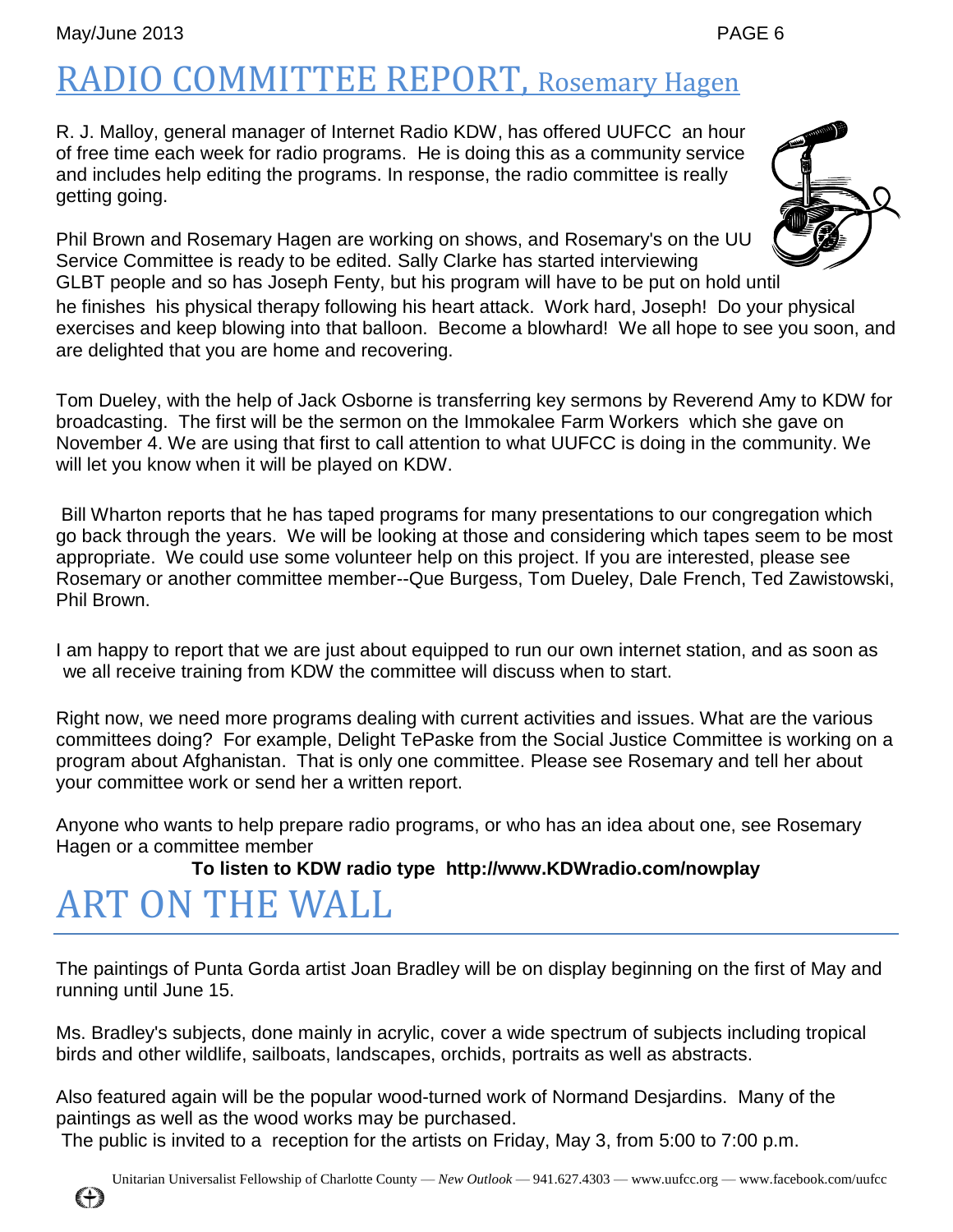# RADIO COMMITTEE REPORT, Rosemary Hagen

R. J. Malloy, general manager of Internet Radio KDW, has offered UUFCC an hour of free time each week for radio programs. He is doing this as a community service and includes help editing the programs. In response, the radio committee is really getting going.

Phil Brown and Rosemary Hagen are working on shows, and Rosemary's on the UU Service Committee is ready to be edited. Sally Clarke has started interviewing GLBT people and so has Joseph Fenty, but his program will have to be put on hold until he finishes his physical therapy following his heart attack. Work hard, Joseph! Do your physical exercises and keep blowing into that balloon. Become a blowhard! We all hope to see you soon, and are delighted that you are home and recovering.

Tom Dueley, with the help of Jack Osborne is transferring key sermons by Reverend Amy to KDW for broadcasting. The first will be the sermon on the Immokalee Farm Workers which she gave on November 4. We are using that first to call attention to what UUFCC is doing in the community. We will let you know when it will be played on KDW.

Bill Wharton reports that he has taped programs for many presentations to our congregation which go back through the years. We will be looking at those and considering which tapes seem to be most appropriate. We could use some volunteer help on this project. If you are interested, please see Rosemary or another committee member--Que Burgess, Tom Dueley, Dale French, Ted Zawistowski, Phil Brown.

I am happy to report that we are just about equipped to run our own internet station, and as soon as we all receive training from KDW the committee will discuss when to start.

Right now, we need more programs dealing with current activities and issues. What are the various committees doing? For example, Delight TePaske from the Social Justice Committee is working on a program about Afghanistan. That is only one committee. Please see Rosemary and tell her about your committee work or send her a written report.

Anyone who wants to help prepare radio programs, or who has an idea about one, see Rosemary Hagen or a committee member

**To listen to KDW radio type http://www.KDWradio.com/nowplay**

# ART ON THE WALL

The paintings of Punta Gorda artist Joan Bradley will be on display beginning on the first of May and running until June 15.

Ms. Bradley's subjects, done mainly in acrylic, cover a wide spectrum of subjects including tropical birds and other wildlife, sailboats, landscapes, orchids, portraits as well as abstracts.

Also featured again will be the popular wood-turned work of Normand Desjardins. Many of the paintings as well as the wood works may be purchased.

The public is invited to a reception for the artists on Friday, May 3, from 5:00 to 7:00 p.m.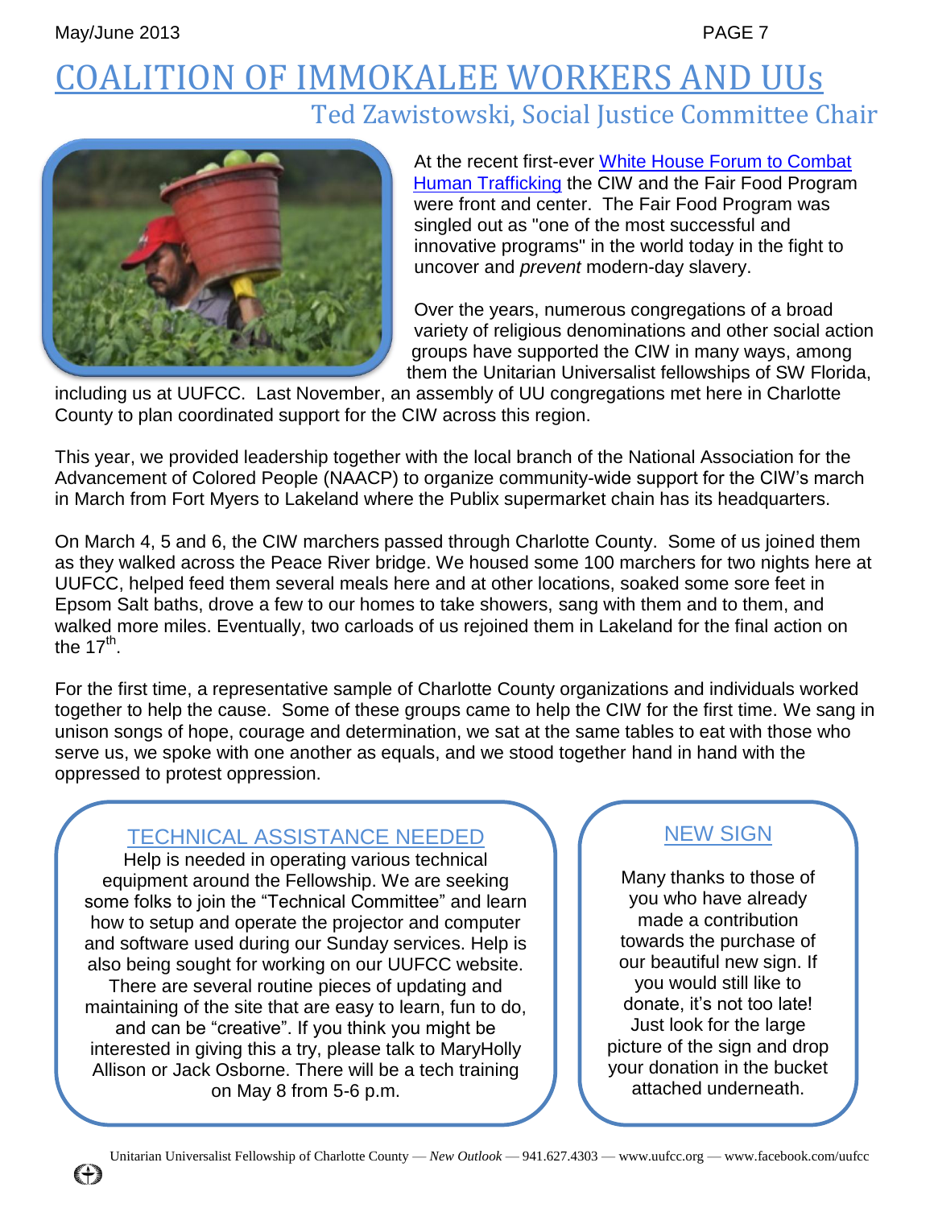# COALITION OF IMMOKALEE WORKERS AND UUs

## Ted Zawistowski, Social Justice Committee Chair

At the recent first-ever White House Forum to Combat Human Trafficking the CIW and the Fair Food Program were front and center. The Fair Food Program was singled out as "one of the most successful and innovative programs" in the world today in the fight to uncover and *prevent* modern-day slavery.

Over the years, numerous congregations of a broad variety of religious denominations and other social action groups have supported the CIW in many ways, among them the Unitarian Universalist fellowships of SW Florida, including us at UUFCC. Last November, an assembly of UU congregations met here in Charlotte County to plan coordinated support for the CIW across this region.

This year, we provided leadership together with the local branch of the National Association for the Advancement of Colored People (NAACP) to organize community-wide support for the CIW's march in March from Fort Myers to Lakeland where the Publix supermarket chain has its headquarters.

On March 4, 5 and 6, the CIW marchers passed through Charlotte County. Some of us joined them as they walked across the Peace River bridge. We housed some 100 marchers for two nights here at UUFCC, helped feed them several meals here and at other locations, soaked some sore feet in Epsom Salt baths, drove a few to our homes to take showers, sang with them and to them, and walked more miles. Eventually, two carloads of us rejoined them in Lakeland for the final action on the 17th.

For the first time, a representative sample of Charlotte County organizations and individuals worked together to help the cause. Some of these groups came to help the CIW for the first time. We sang in unison songs of hope, courage and determination, we sat at the same tables to eat with those who serve us, we spoke with one another as equals, and we stood together hand in hand with the oppressed to protest oppression.

## TECHNICAL ASSISTANCE NEEDED

Help is needed in operating various technical equipment around the Fellowship. We are seeking some folks to join the "Technical Committee" and learn how to setup and operate the projector and computer and software used during our Sunday services. Help is also being sought for working on our UUFCC website. There are several routine pieces of updating and maintaining of the site that are easy to learn, fun to do, and can be "creative". If you think you might be interested in giving this a try, please talk to MaryHolly Allison or Jack Osborne. There will be a tech training on May 8 from 5-6 p.m.

## NEW SIGN

Many thanks to those of you who have already made a contribution towards the purchase of our beautiful new sign. If you would still like to donate, it's not too late! Just look for the large picture of the sign and drop your donation in the bucket attached underneath.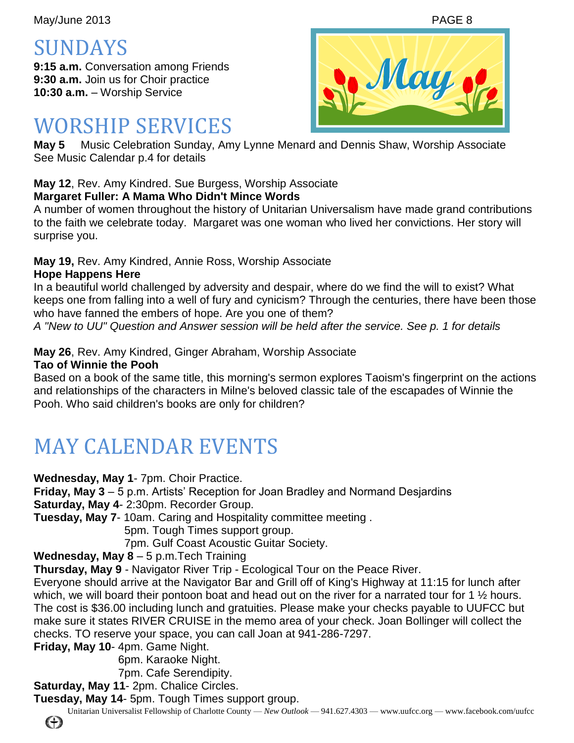# SUNDAYS

**9:15 a.m.** Conversation among Friends
**9:30 a.m.** Join us for Choir practice
**10:30 a.m.** – Worship Service

# WORSHIP SERVICES

**May 5** Music Celebration Sunday, Amy Lynne Menard and Dennis Shaw, Worship Associate
See Music Calendar p.4 for details

**May 12**, Rev. Amy Kindred. Sue Burgess, Worship Associate
**Margaret Fuller: A Mama Who Didn't Mince Words**
A number of women throughout the history of Unitarian Universalism have made grand contributions to the faith we celebrate today. Margaret was one woman who lived her convictions. Her story will surprise you.

**May 19,** Rev. Amy Kindred, Annie Ross, Worship Associate
**Hope Happens Here**
In a beautiful world challenged by adversity and despair, where do we find the will to exist? What keeps one from falling into a well of fury and cynicism? Through the centuries, there have been those who have fanned the embers of hope. Are you one of them?
*A "New to UU" Question and Answer session will be held after the service. See p. 1 for details*

**May 26**, Rev. Amy Kindred, Ginger Abraham, Worship Associate
**Tao of Winnie the Pooh**
Based on a book of the same title, this morning's sermon explores Taoism's fingerprint on the actions and relationships of the characters in Milne's beloved classic tale of the escapades of Winnie the Pooh. Who said children's books are only for children?

# MAY CALENDAR EVENTS

**Wednesday, May 1**- 7pm. Choir Practice.
**Friday, May 3** – 5 p.m. Artists' Reception for Joan Bradley and Normand Desjardins
**Saturday, May 4**- 2:30pm. Recorder Group.
**Tuesday, May 7**- 10am. Caring and Hospitality committee meeting .
5pm. Tough Times support group.
7pm. Gulf Coast Acoustic Guitar Society.
**Wednesday, May 8** – 5 p.m.Tech Training
**Thursday, May 9** - Navigator River Trip - Ecological Tour on the Peace River.
Everyone should arrive at the Navigator Bar and Grill off of King's Highway at 11:15 for lunch after which, we will board their pontoon boat and head out on the river for a narrated tour for 1 ½ hours. The cost is $36.00 including lunch and gratuities. Please make your checks payable to UUFCC but make sure it states RIVER CRUISE in the memo area of your check. Joan Bollinger will collect the checks. TO reserve your space, you can call Joan at 941-286-7297.
**Friday, May 10**- 4pm. Game Night.
6pm. Karaoke Night.
7pm. Cafe Serendipity.
**Saturday, May 11**- 2pm. Chalice Circles.
**Tuesday, May 14**- 5pm. Tough Times support group.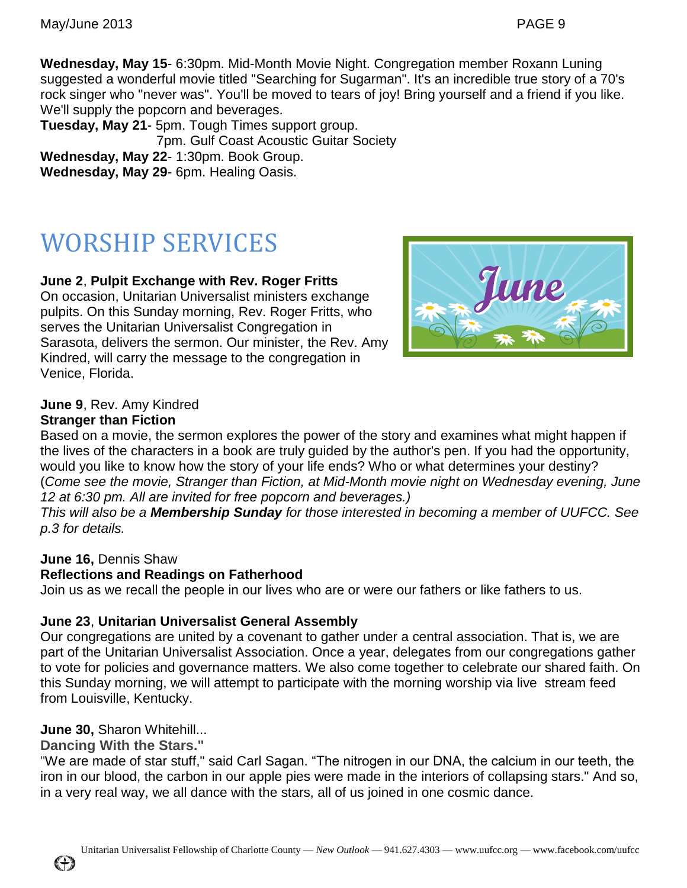**Wednesday, May 15**- 6:30pm. Mid-Month Movie Night. Congregation member Roxann Luning suggested a wonderful movie titled "Searching for Sugarman". It's an incredible true story of a 70's rock singer who "never was". You'll be moved to tears of joy! Bring yourself and a friend if you like. We'll supply the popcorn and beverages.

**Tuesday, May 21**- 5pm. Tough Times support group.
7pm. Gulf Coast Acoustic Guitar Society

**Wednesday, May 22**- 1:30pm. Book Group.

**Wednesday, May 29**- 6pm. Healing Oasis.

# WORSHIP SERVICES

**June 2**, **Pulpit Exchange with Rev. Roger Fritts**
On occasion, Unitarian Universalist ministers exchange pulpits. On this Sunday morning, Rev. Roger Fritts, who serves the Unitarian Universalist Congregation in Sarasota, delivers the sermon. Our minister, the Rev. Amy Kindred, will carry the message to the congregation in Venice, Florida.

**June 9**, Rev. Amy Kindred
**Stranger than Fiction**
Based on a movie, the sermon explores the power of the story and examines what might happen if the lives of the characters in a book are truly guided by the author's pen. If you had the opportunity, would you like to know how the story of your life ends? Who or what determines your destiny?
(*Come see the movie, Stranger than Fiction, at Mid-Month movie night on Wednesday evening, June 12 at 6:30 pm. All are invited for free popcorn and beverages.)*
*This will also be a* ***Membership Sunday*** *for those interested in becoming a member of UUFCC. See p.3 for details.*

**June 16,** Dennis Shaw
**Reflections and Readings on Fatherhood**
Join us as we recall the people in our lives who are or were our fathers or like fathers to us.

**June 23**, **Unitarian Universalist General Assembly**
Our congregations are united by a covenant to gather under a central association. That is, we are part of the Unitarian Universalist Association. Once a year, delegates from our congregations gather to vote for policies and governance matters. We also come together to celebrate our shared faith. On this Sunday morning, we will attempt to participate with the morning worship via live stream feed from Louisville, Kentucky.

**June 30,** Sharon Whitehill...
**Dancing With the Stars."**
"We are made of star stuff," said Carl Sagan. "The nitrogen in our DNA, the calcium in our teeth, the iron in our blood, the carbon in our apple pies were made in the interiors of collapsing stars." And so, in a very real way, we all dance with the stars, all of us joined in one cosmic dance.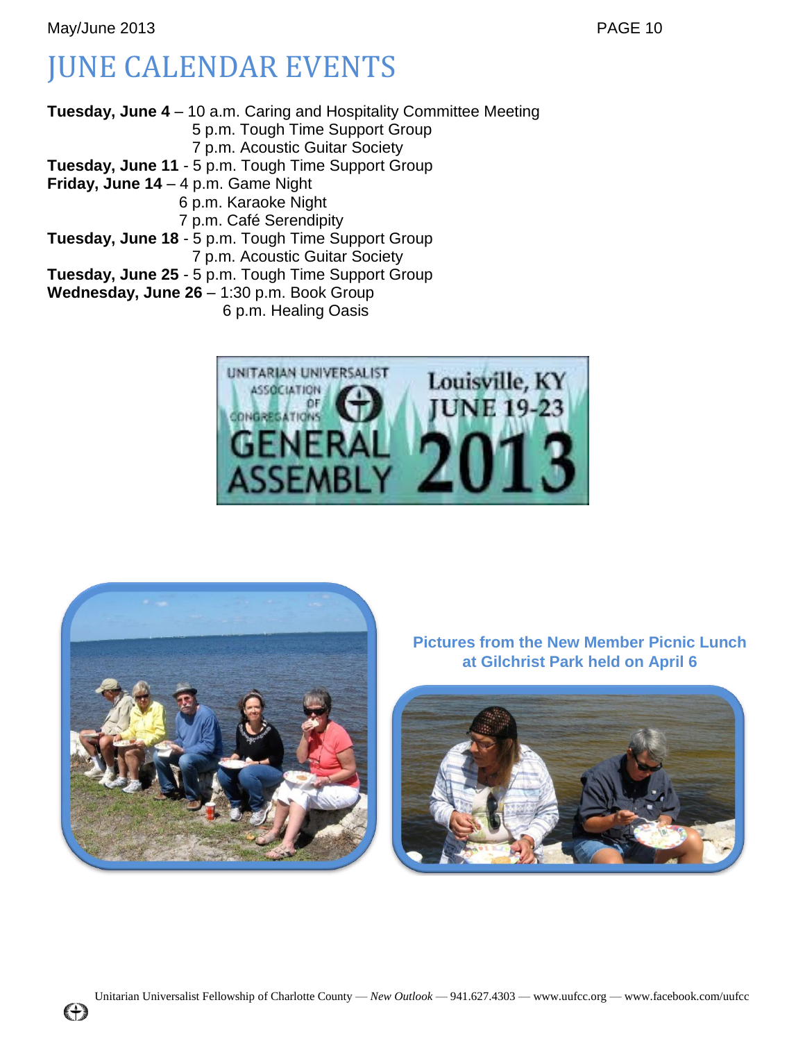# JUNE CALENDAR EVENTS

**Tuesday, June 4** – 10 a.m. Caring and Hospitality Committee Meeting
5 p.m. Tough Time Support Group
7 p.m. Acoustic Guitar Society
**Tuesday, June 11** - 5 p.m. Tough Time Support Group
**Friday, June 14** – 4 p.m. Game Night
6 p.m. Karaoke Night
7 p.m. Café Serendipity
**Tuesday, June 18** - 5 p.m. Tough Time Support Group
7 p.m. Acoustic Guitar Society
**Tuesday, June 25** - 5 p.m. Tough Time Support Group
**Wednesday, June 26** – 1:30 p.m. Book Group
6 p.m. Healing Oasis

UNITARIAN UNIVERSALIST ASSOCIATION OF CONGREGATIONS
GENERAL ASSEMBLY
Louisville, KY
JUNE 19-23
2013

**Pictures from the New Member Picnic Lunch at Gilchrist Park held on April 6**